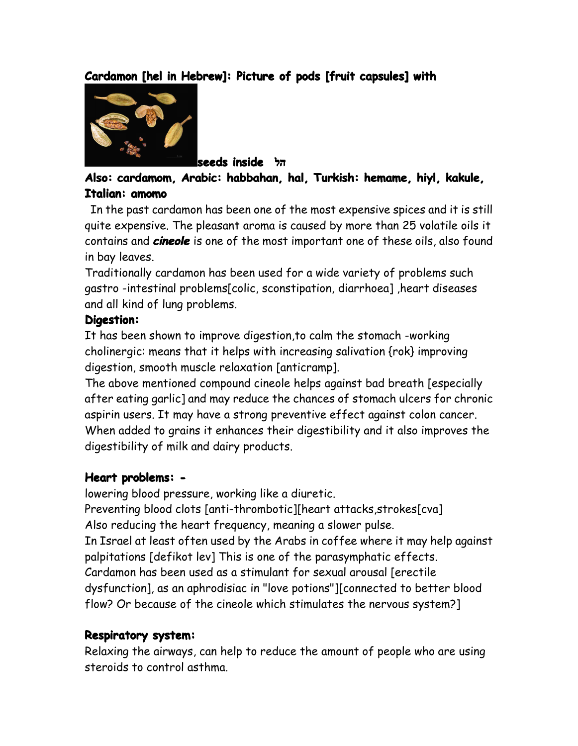**Cardamon [hel in Hebrew]: Picture of pods [fruit capsules] with seeds inside הל**

**Also: cardamom, Arabic: habbahan, hal, Turkish: hemame, hiyl, kakule, Italian: amomo**

In the past cardamon has been one of the most expensive spices and it is still quite expensive. The pleasant aroma is caused by more than 25 volatile oils it contains and ***cineole*** is one of the most important one of these oils, also found in bay leaves.

Traditionally cardamon has been used for a wide variety of problems such gastro -intestinal problems[colic, sconstipation, diarrhoea] ,heart diseases and all kind of lung problems.

**Digestion:**

It has been shown to improve digestion,to calm the stomach -working cholinergic: means that it helps with increasing salivation {rok} improving digestion, smooth muscle relaxation [anticramp].

The above mentioned compound cineole helps against bad breath [especially after eating garlic] and may reduce the chances of stomach ulcers for chronic aspirin users. It may have a strong preventive effect against colon cancer. When added to grains it enhances their digestibility and it also improves the digestibility of milk and dairy products.

**Heart problems: -**

lowering blood pressure, working like a diuretic.

Preventing blood clots [anti-thrombotic][heart attacks,strokes[cva]

Also reducing the heart frequency, meaning a slower pulse.

In Israel at least often used by the Arabs in coffee where it may help against palpitations [defikot lev] This is one of the parasymphatic effects.

Cardamon has been used as a stimulant for sexual arousal [erectile dysfunction], as an aphrodisiac in "love potions"][connected to better blood flow? Or because of the cineole which stimulates the nervous system?]

**Respiratory system:**

Relaxing the airways, can help to reduce the amount of people who are using steroids to control asthma.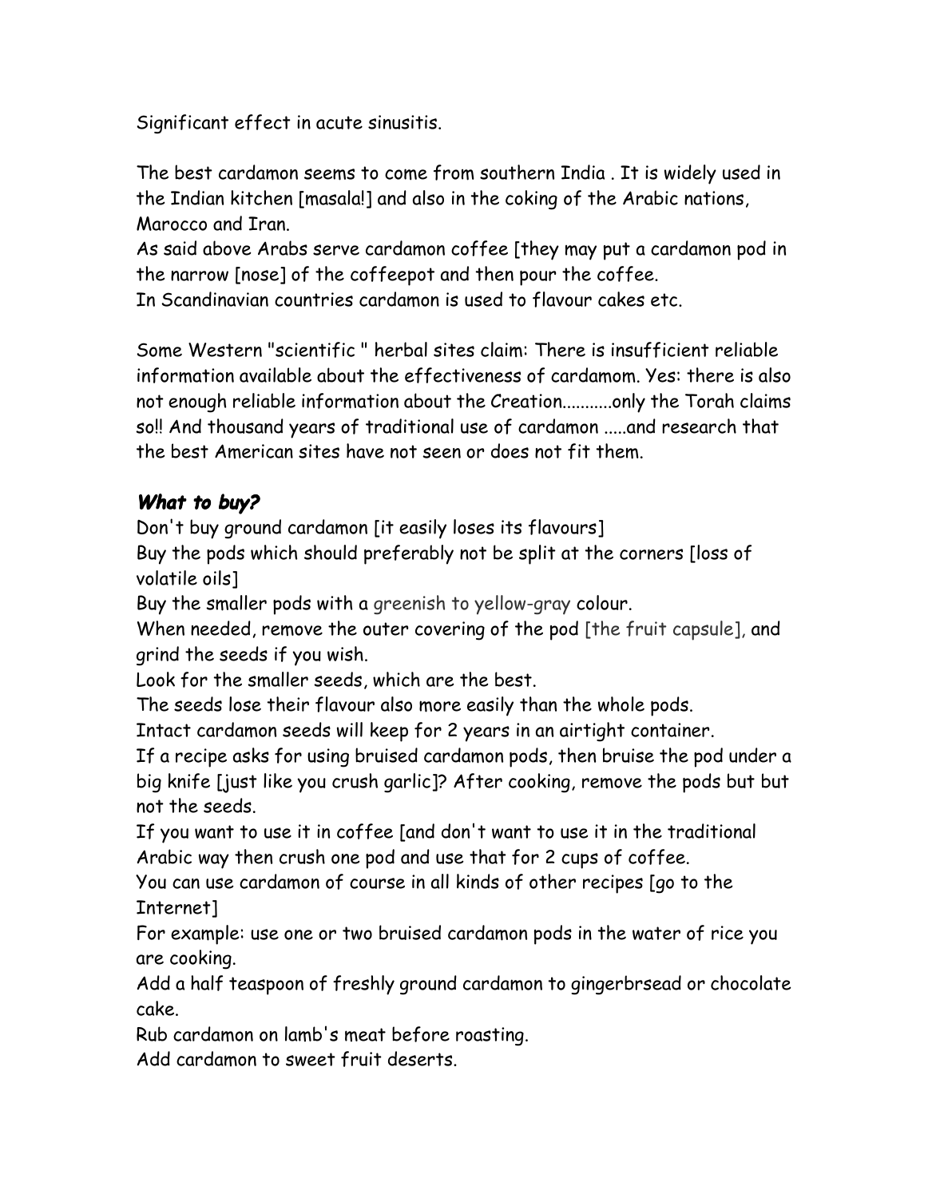Significant effect in acute sinusitis.

The best cardamon seems to come from southern India . It is widely used in the Indian kitchen [masala!] and also in the coking of the Arabic nations, Marocco and Iran.

As said above Arabs serve cardamon coffee [they may put a cardamon pod in the narrow [nose] of the coffeepot and then pour the coffee.

In Scandinavian countries cardamon is used to flavour cakes etc.

Some Western "scientific " herbal sites claim: There is insufficient reliable information available about the effectiveness of cardamom. Yes: there is also not enough reliable information about the Creation...........only the Torah claims so!! And thousand years of traditional use of cardamon .....and research that the best American sites have not seen or does not fit them.

### ***What to buy?***

Don't buy ground cardamon [it easily loses its flavours]

Buy the pods which should preferably not be split at the corners [loss of volatile oils]

Buy the smaller pods with a greenish to yellow-gray colour.

When needed, remove the outer covering of the pod [the fruit capsule], and grind the seeds if you wish.

Look for the smaller seeds, which are the best.

The seeds lose their flavour also more easily than the whole pods.

Intact cardamon seeds will keep for 2 years in an airtight container.

If a recipe asks for using bruised cardamon pods, then bruise the pod under a big knife [just like you crush garlic]? After cooking, remove the pods but but not the seeds.

If you want to use it in coffee [and don't want to use it in the traditional Arabic way then crush one pod and use that for 2 cups of coffee.

You can use cardamon of course in all kinds of other recipes [go to the Internet]

For example: use one or two bruised cardamon pods in the water of rice you are cooking.

Add a half teaspoon of freshly ground cardamon to gingerbrsead or chocolate cake.

Rub cardamon on lamb's meat before roasting.

Add cardamon to sweet fruit deserts.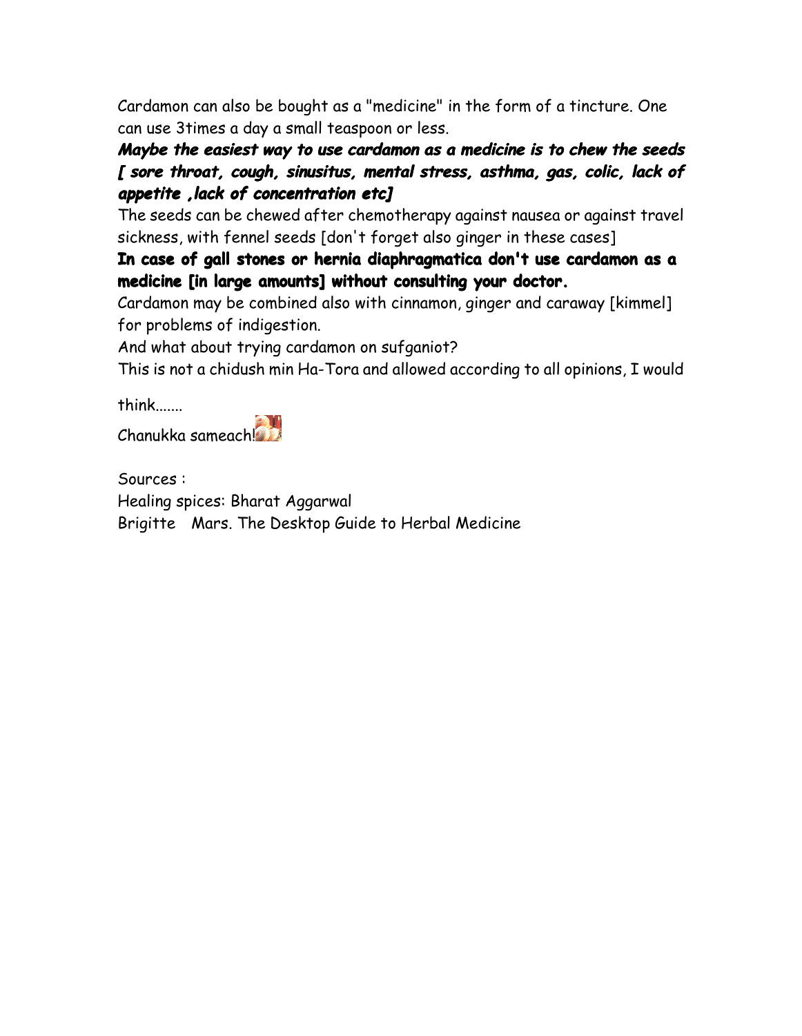Cardamon can also be bought as a "medicine" in the form of a tincture. One can use 3times a day a small teaspoon or less.

***Maybe the easiest way to use cardamon as a medicine is to chew the seeds [ sore throat, cough, sinusitus, mental stress, asthma, gas, colic, lack of appetite ,lack of concentration etc]***

The seeds can be chewed after chemotherapy against nausea or against travel sickness, with fennel seeds [don't forget also ginger in these cases]

**In case of gall stones or hernia diaphragmatica don't use cardamon as a medicine [in large amounts] without consulting your doctor.**

Cardamon may be combined also with cinnamon, ginger and caraway [kimmel] for problems of indigestion.

And what about trying cardamon on sufganiot?

This is not a chidush min Ha-Tora and allowed according to all opinions, I would think.......

Chanukka sameach!

Sources :

Healing spices: Bharat Aggarwal

Brigitte Mars. The Desktop Guide to Herbal Medicine